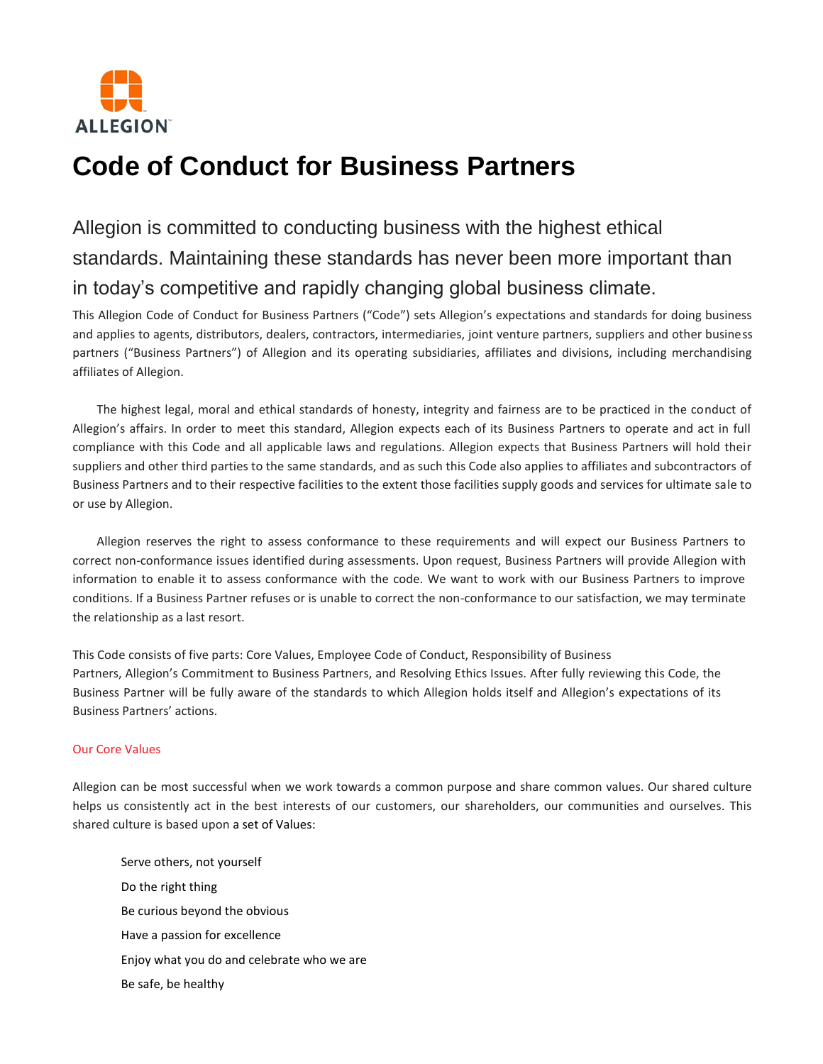ALLEGION

# Code of Conduct for Business Partners

Allegion is committed to conducting business with the highest ethical standards. Maintaining these standards has never been more important than in today's competitive and rapidly changing global business climate.

This Allegion Code of Conduct for Business Partners ("Code") sets Allegion's expectations and standards for doing business and applies to agents, distributors, dealers, contractors, intermediaries, joint venture partners, suppliers and other business partners ("Business Partners") of Allegion and its operating subsidiaries, affiliates and divisions, including merchandising affiliates of Allegion.

The highest legal, moral and ethical standards of honesty, integrity and fairness are to be practiced in the conduct of Allegion's affairs. In order to meet this standard, Allegion expects each of its Business Partners to operate and act in full compliance with this Code and all applicable laws and regulations. Allegion expects that Business Partners will hold their suppliers and other third parties to the same standards, and as such this Code also applies to affiliates and subcontractors of Business Partners and to their respective facilities to the extent those facilities supply goods and services for ultimate sale to or use by Allegion.

Allegion reserves the right to assess conformance to these requirements and will expect our Business Partners to correct non-conformance issues identified during assessments. Upon request, Business Partners will provide Allegion with information to enable it to assess conformance with the code. We want to work with our Business Partners to improve conditions. If a Business Partner refuses or is unable to correct the non-conformance to our satisfaction, we may terminate the relationship as a last resort.

This Code consists of five parts: Core Values, Employee Code of Conduct, Responsibility of Business Partners, Allegion's Commitment to Business Partners, and Resolving Ethics Issues. After fully reviewing this Code, the Business Partner will be fully aware of the standards to which Allegion holds itself and Allegion's expectations of its Business Partners' actions.

## Our Core Values

Allegion can be most successful when we work towards a common purpose and share common values. Our shared culture helps us consistently act in the best interests of our customers, our shareholders, our communities and ourselves. This shared culture is based upon a set of Values:

- Serve others, not yourself
- Do the right thing
- Be curious beyond the obvious
- Have a passion for excellence
- Enjoy what you do and celebrate who we are
- Be safe, be healthy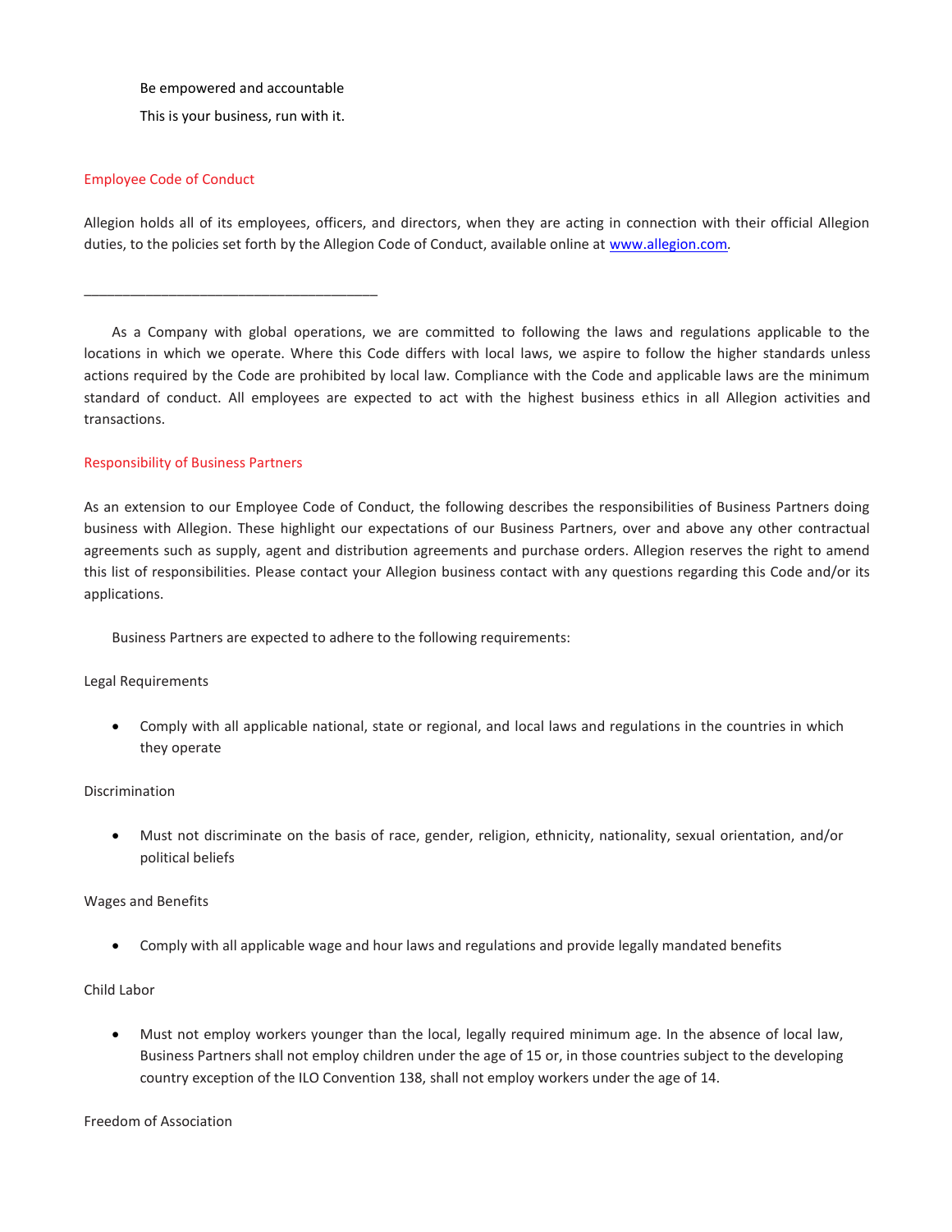Be empowered and accountable

This is your business, run with it.

## Employee Code of Conduct

Allegion holds all of its employees, officers, and directors, when they are acting in connection with their official Allegion duties, to the policies set forth by the Allegion Code of Conduct, available online at [www.allegion.com](http://www.allegion.com).

---

As a Company with global operations, we are committed to following the laws and regulations applicable to the locations in which we operate. Where this Code differs with local laws, we aspire to follow the higher standards unless actions required by the Code are prohibited by local law. Compliance with the Code and applicable laws are the minimum standard of conduct. All employees are expected to act with the highest business ethics in all Allegion activities and transactions.

## Responsibility of Business Partners

As an extension to our Employee Code of Conduct, the following describes the responsibilities of Business Partners doing business with Allegion. These highlight our expectations of our Business Partners, over and above any other contractual agreements such as supply, agent and distribution agreements and purchase orders. Allegion reserves the right to amend this list of responsibilities. Please contact your Allegion business contact with any questions regarding this Code and/or its applications.

Business Partners are expected to adhere to the following requirements:

### Legal Requirements

- Comply with all applicable national, state or regional, and local laws and regulations in the countries in which they operate

### Discrimination

- Must not discriminate on the basis of race, gender, religion, ethnicity, nationality, sexual orientation, and/or political beliefs

### Wages and Benefits

- Comply with all applicable wage and hour laws and regulations and provide legally mandated benefits

### Child Labor

- Must not employ workers younger than the local, legally required minimum age. In the absence of local law, Business Partners shall not employ children under the age of 15 or, in those countries subject to the developing country exception of the ILO Convention 138, shall not employ workers under the age of 14.

### Freedom of Association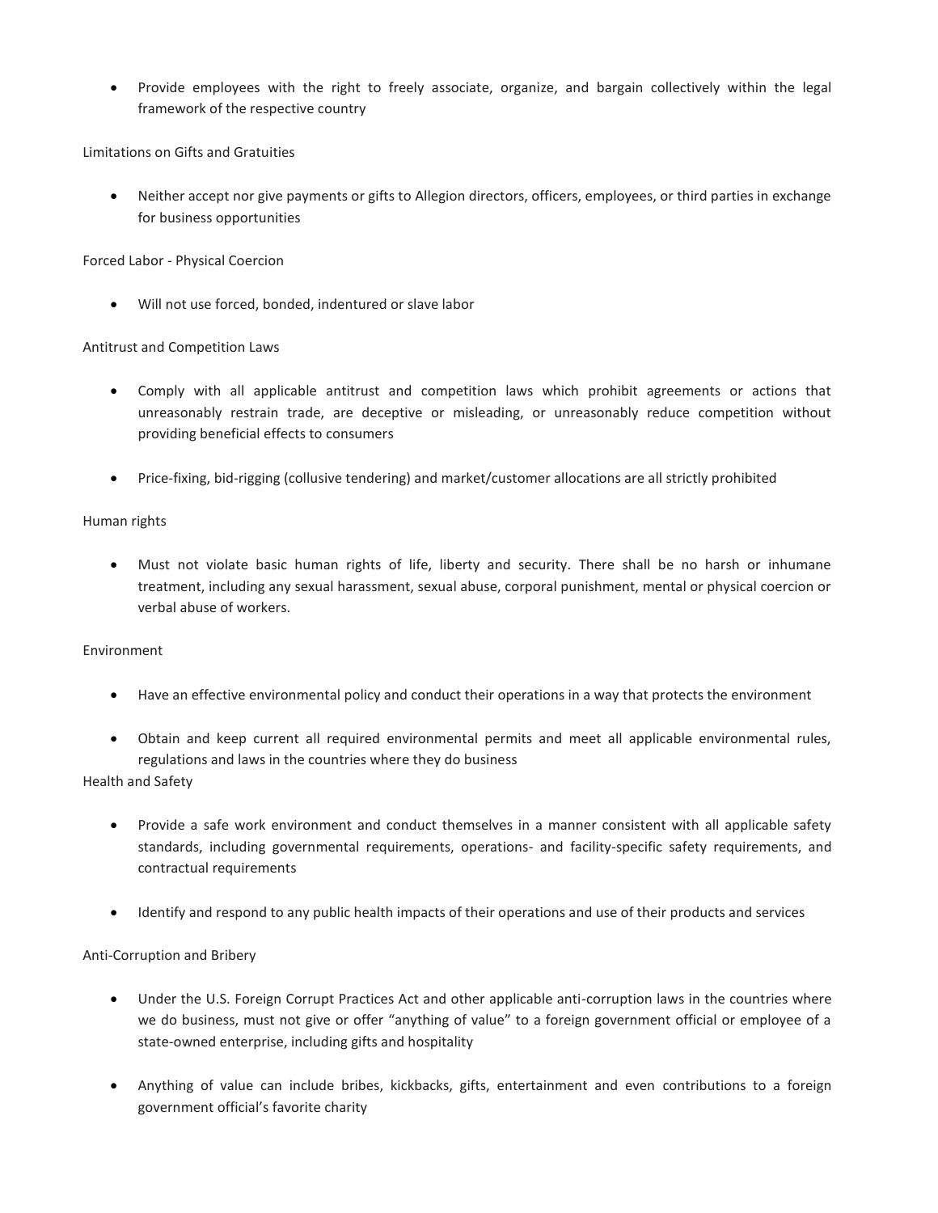- Provide employees with the right to freely associate, organize, and bargain collectively within the legal framework of the respective country

Limitations on Gifts and Gratuities

- Neither accept nor give payments or gifts to Allegion directors, officers, employees, or third parties in exchange for business opportunities

Forced Labor - Physical Coercion

- Will not use forced, bonded, indentured or slave labor

Antitrust and Competition Laws

- Comply with all applicable antitrust and competition laws which prohibit agreements or actions that unreasonably restrain trade, are deceptive or misleading, or unreasonably reduce competition without providing beneficial effects to consumers
- Price-fixing, bid-rigging (collusive tendering) and market/customer allocations are all strictly prohibited

Human rights

- Must not violate basic human rights of life, liberty and security. There shall be no harsh or inhumane treatment, including any sexual harassment, sexual abuse, corporal punishment, mental or physical coercion or verbal abuse of workers.

Environment

- Have an effective environmental policy and conduct their operations in a way that protects the environment
- Obtain and keep current all required environmental permits and meet all applicable environmental rules, regulations and laws in the countries where they do business

Health and Safety

- Provide a safe work environment and conduct themselves in a manner consistent with all applicable safety standards, including governmental requirements, operations- and facility-specific safety requirements, and contractual requirements
- Identify and respond to any public health impacts of their operations and use of their products and services

Anti-Corruption and Bribery

- Under the U.S. Foreign Corrupt Practices Act and other applicable anti-corruption laws in the countries where we do business, must not give or offer "anything of value" to a foreign government official or employee of a state-owned enterprise, including gifts and hospitality
- Anything of value can include bribes, kickbacks, gifts, entertainment and even contributions to a foreign government official's favorite charity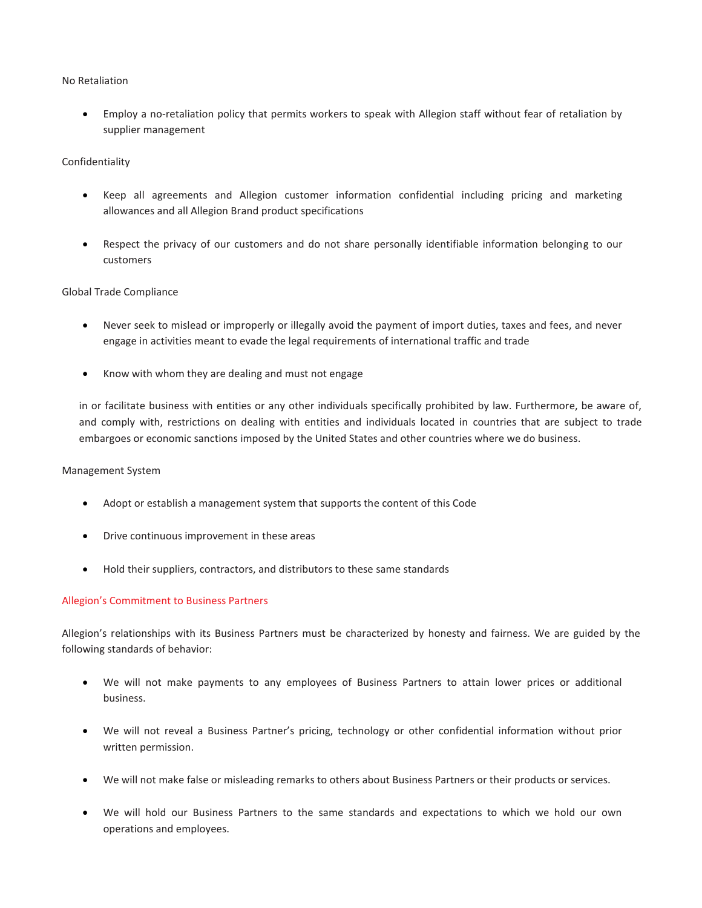No Retaliation

- Employ a no-retaliation policy that permits workers to speak with Allegion staff without fear of retaliation by supplier management

Confidentiality

- Keep all agreements and Allegion customer information confidential including pricing and marketing allowances and all Allegion Brand product specifications
- Respect the privacy of our customers and do not share personally identifiable information belonging to our customers

Global Trade Compliance

- Never seek to mislead or improperly or illegally avoid the payment of import duties, taxes and fees, and never engage in activities meant to evade the legal requirements of international traffic and trade
- Know with whom they are dealing and must not engage

in or facilitate business with entities or any other individuals specifically prohibited by law. Furthermore, be aware of, and comply with, restrictions on dealing with entities and individuals located in countries that are subject to trade embargoes or economic sanctions imposed by the United States and other countries where we do business.

Management System

- Adopt or establish a management system that supports the content of this Code
- Drive continuous improvement in these areas
- Hold their suppliers, contractors, and distributors to these same standards

## Allegion's Commitment to Business Partners

Allegion's relationships with its Business Partners must be characterized by honesty and fairness. We are guided by the following standards of behavior:

- We will not make payments to any employees of Business Partners to attain lower prices or additional business.
- We will not reveal a Business Partner's pricing, technology or other confidential information without prior written permission.
- We will not make false or misleading remarks to others about Business Partners or their products or services.
- We will hold our Business Partners to the same standards and expectations to which we hold our own operations and employees.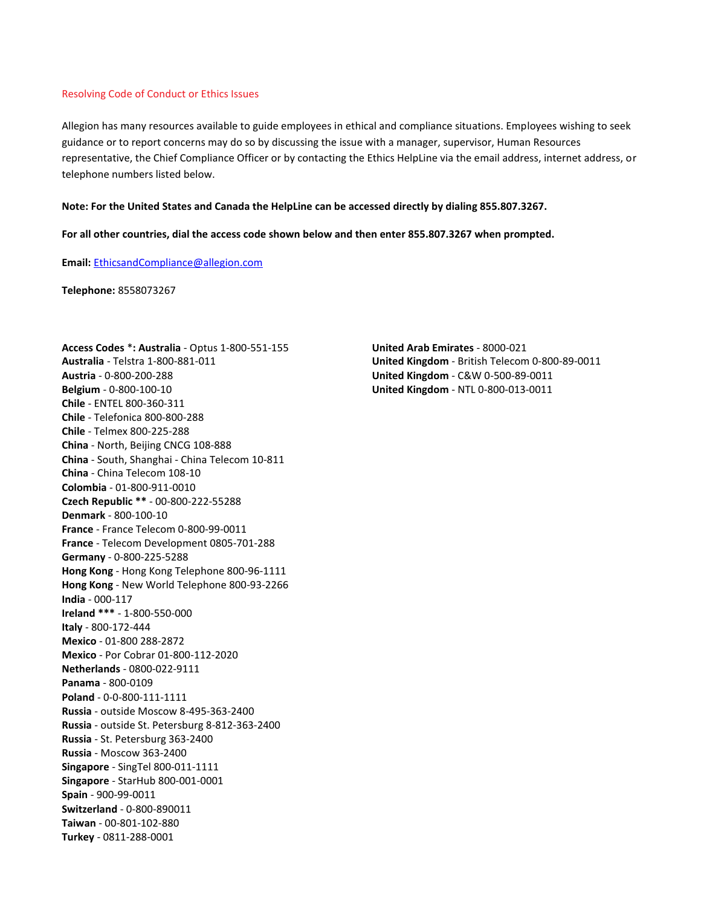## Resolving Code of Conduct or Ethics Issues

Allegion has many resources available to guide employees in ethical and compliance situations. Employees wishing to seek guidance or to report concerns may do so by discussing the issue with a manager, supervisor, Human Resources representative, the Chief Compliance Officer or by contacting the Ethics HelpLine via the email address, internet address, or telephone numbers listed below.

**Note: For the United States and Canada the HelpLine can be accessed directly by dialing 855.807.3267.**

**For all other countries, dial the access code shown below and then enter 855.807.3267 when prompted.**

**Email:** EthicsandCompliance@allegion.com

**Telephone:** 8558073267

**Access Codes** *: **Australia** - Optus 1-800-551-155
**Australia** - Telstra 1-800-881-011
**Austria** - 0-800-200-288
**Belgium** - 0-800-100-10
**Chile** - ENTEL 800-360-311
**Chile** - Telefonica 800-800-288
**Chile** - Telmex 800-225-288
**China** - North, Beijing CNCG 108-888
**China** - South, Shanghai - China Telecom 10-811
**China** - China Telecom 108-10
**Colombia** - 01-800-911-0010
**Czech Republic \*\*** - 00-800-222-55288
**Denmark** - 800-100-10
**France** - France Telecom 0-800-99-0011
**France** - Telecom Development 0805-701-288
**Germany** - 0-800-225-5288
**Hong Kong** - Hong Kong Telephone 800-96-1111
**Hong Kong** - New World Telephone 800-93-2266
**India** - 000-117
**Ireland \*\*\*** - 1-800-550-000
**Italy** - 800-172-444
**Mexico** - 01-800 288-2872
**Mexico** - Por Cobrar 01-800-112-2020
**Netherlands** - 0800-022-9111
**Panama** - 800-0109
**Poland** - 0-0-800-111-1111
**Russia** - outside Moscow 8-495-363-2400
**Russia** - outside St. Petersburg 8-812-363-2400
**Russia** - St. Petersburg 363-2400
**Russia** - Moscow 363-2400
**Singapore** - SingTel 800-011-1111
**Singapore** - StarHub 800-001-0001
**Spain** - 900-99-0011
**Switzerland** - 0-800-890011
**Taiwan** - 00-801-102-880
**Turkey** - 0811-288-0001
**United Arab Emirates** - 8000-021
**United Kingdom** - British Telecom 0-800-89-0011
**United Kingdom** - C&W 0-500-89-0011
**United Kingdom** - NTL 0-800-013-0011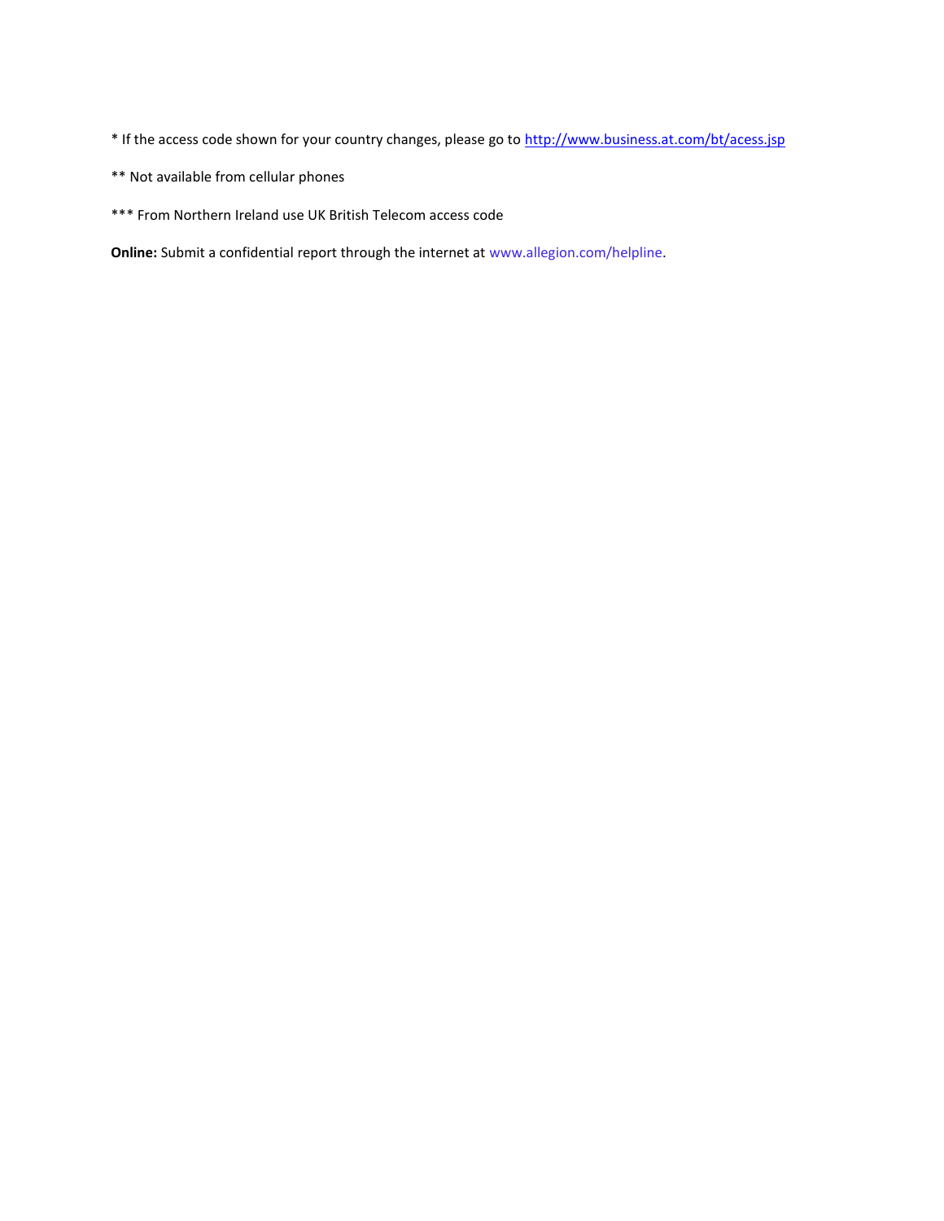* If the access code shown for your country changes, please go to http://www.business.at.com/bt/acess.jsp

** Not available from cellular phones

*** From Northern Ireland use UK British Telecom access code

**Online:** Submit a confidential report through the internet at www.allegion.com/helpline.